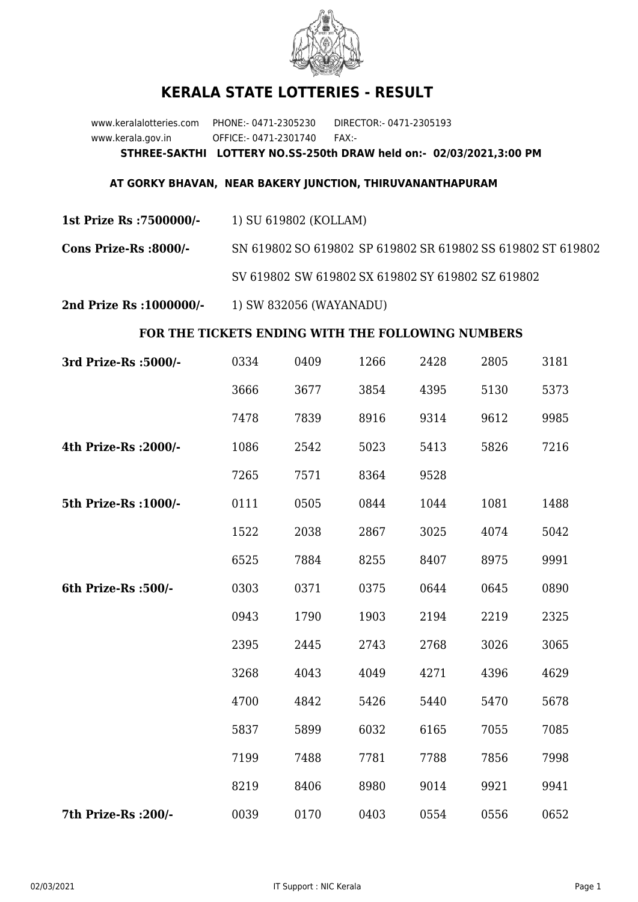# KERALA STATE LOTTERIES - RESULT

www.keralalotteries.com PHONE:- 0471-2305230 DIRECTOR:- 0471-2305193

www.kerala.gov.in OFFICE:- 0471-2301740 FAX:-

**STHREE-SAKTHI LOTTERY NO.SS-250th DRAW held on:- 02/03/2021,3:00 PM**

**AT GORKY BHAVAN, NEAR BAKERY JUNCTION, THIRUVANANTHAPURAM**

**1st Prize Rs :7500000/-** 1) SU 619802 (KOLLAM)

**Cons Prize-Rs :8000/-** SN 619802 SO 619802 SP 619802 SR 619802 SS 619802 ST 619802 SV 619802 SW 619802 SX 619802 SY 619802 SZ 619802

**2nd Prize Rs :1000000/-** 1) SW 832056 (WAYANADU)

**FOR THE TICKETS ENDING WITH THE FOLLOWING NUMBERS**

| | | | | | | |
|---|---|---|---|---|---|---|
| **3rd Prize-Rs :5000/-** | 0334 | 0409 | 1266 | 2428 | 2805 | 3181 |
| | 3666 | 3677 | 3854 | 4395 | 5130 | 5373 |
| | 7478 | 7839 | 8916 | 9314 | 9612 | 9985 |
| **4th Prize-Rs :2000/-** | 1086 | 2542 | 5023 | 5413 | 5826 | 7216 |
| | 7265 | 7571 | 8364 | 9528 | | |
| **5th Prize-Rs :1000/-** | 0111 | 0505 | 0844 | 1044 | 1081 | 1488 |
| | 1522 | 2038 | 2867 | 3025 | 4074 | 5042 |
| | 6525 | 7884 | 8255 | 8407 | 8975 | 9991 |
| **6th Prize-Rs :500/-** | 0303 | 0371 | 0375 | 0644 | 0645 | 0890 |
| | 0943 | 1790 | 1903 | 2194 | 2219 | 2325 |
| | 2395 | 2445 | 2743 | 2768 | 3026 | 3065 |
| | 3268 | 4043 | 4049 | 4271 | 4396 | 4629 |
| | 4700 | 4842 | 5426 | 5440 | 5470 | 5678 |
| | 5837 | 5899 | 6032 | 6165 | 7055 | 7085 |
| | 7199 | 7488 | 7781 | 7788 | 7856 | 7998 |
| | 8219 | 8406 | 8980 | 9014 | 9921 | 9941 |
| **7th Prize-Rs :200/-** | 0039 | 0170 | 0403 | 0554 | 0556 | 0652 |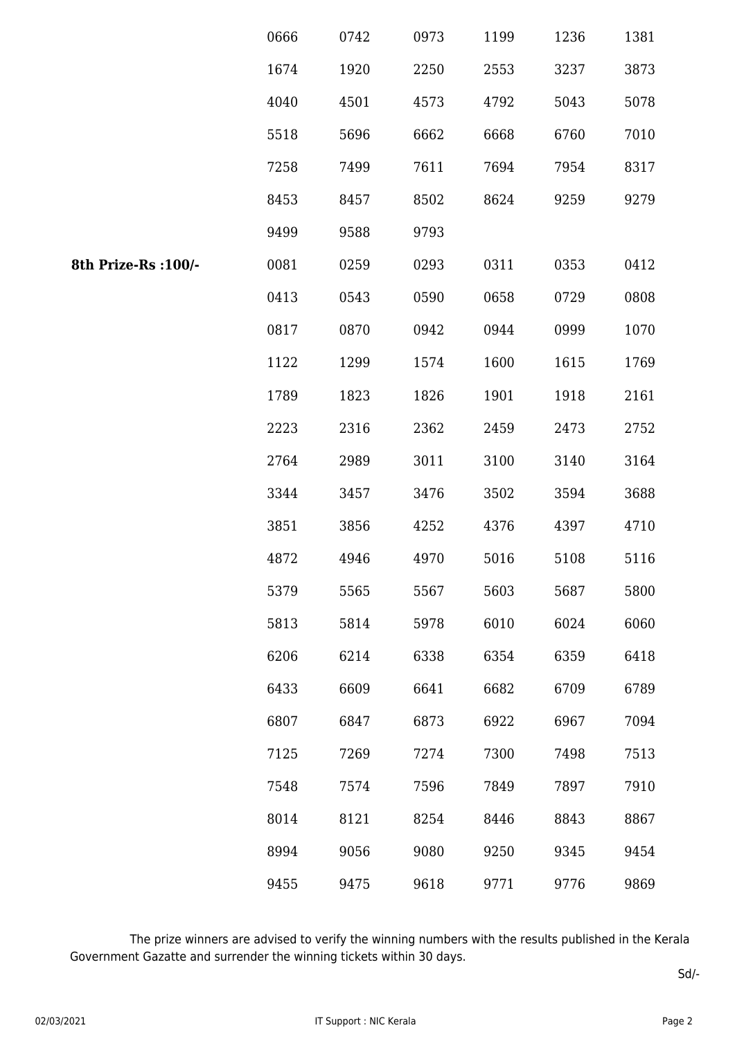| | | | | | | |
|---|---|---|---|---|---|---|
| | 0666 | 0742 | 0973 | 1199 | 1236 | 1381 |
| | 1674 | 1920 | 2250 | 2553 | 3237 | 3873 |
| | 4040 | 4501 | 4573 | 4792 | 5043 | 5078 |
| | 5518 | 5696 | 6662 | 6668 | 6760 | 7010 |
| | 7258 | 7499 | 7611 | 7694 | 7954 | 8317 |
| | 8453 | 8457 | 8502 | 8624 | 9259 | 9279 |
| | 9499 | 9588 | 9793 | | | |
| **8th Prize-Rs :100/-** | 0081 | 0259 | 0293 | 0311 | 0353 | 0412 |
| | 0413 | 0543 | 0590 | 0658 | 0729 | 0808 |
| | 0817 | 0870 | 0942 | 0944 | 0999 | 1070 |
| | 1122 | 1299 | 1574 | 1600 | 1615 | 1769 |
| | 1789 | 1823 | 1826 | 1901 | 1918 | 2161 |
| | 2223 | 2316 | 2362 | 2459 | 2473 | 2752 |
| | 2764 | 2989 | 3011 | 3100 | 3140 | 3164 |
| | 3344 | 3457 | 3476 | 3502 | 3594 | 3688 |
| | 3851 | 3856 | 4252 | 4376 | 4397 | 4710 |
| | 4872 | 4946 | 4970 | 5016 | 5108 | 5116 |
| | 5379 | 5565 | 5567 | 5603 | 5687 | 5800 |
| | 5813 | 5814 | 5978 | 6010 | 6024 | 6060 |
| | 6206 | 6214 | 6338 | 6354 | 6359 | 6418 |
| | 6433 | 6609 | 6641 | 6682 | 6709 | 6789 |
| | 6807 | 6847 | 6873 | 6922 | 6967 | 7094 |
| | 7125 | 7269 | 7274 | 7300 | 7498 | 7513 |
| | 7548 | 7574 | 7596 | 7849 | 7897 | 7910 |
| | 8014 | 8121 | 8254 | 8446 | 8843 | 8867 |
| | 8994 | 9056 | 9080 | 9250 | 9345 | 9454 |
| | 9455 | 9475 | 9618 | 9771 | 9776 | 9869 |

The prize winners are advised to verify the winning numbers with the results published in the Kerala Government Gazatte and surrender the winning tickets within 30 days.

Sd/-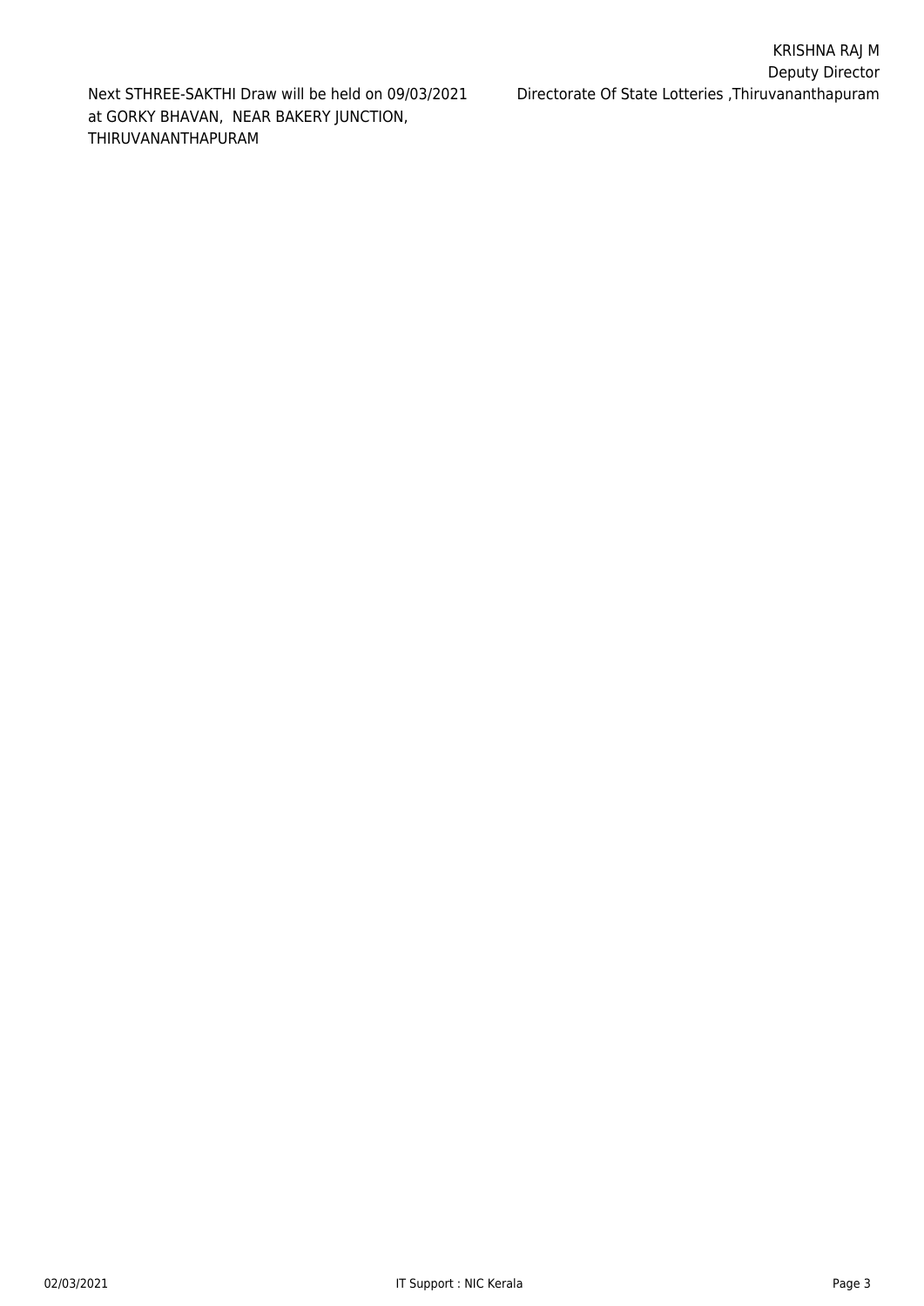KRISHNA RAJ M
Deputy Director
Directorate Of State Lotteries ,Thiruvananthapuram

Next STHREE-SAKTHI Draw will be held on 09/03/2021 at GORKY BHAVAN, NEAR BAKERY JUNCTION, THIRUVANANTHAPURAM